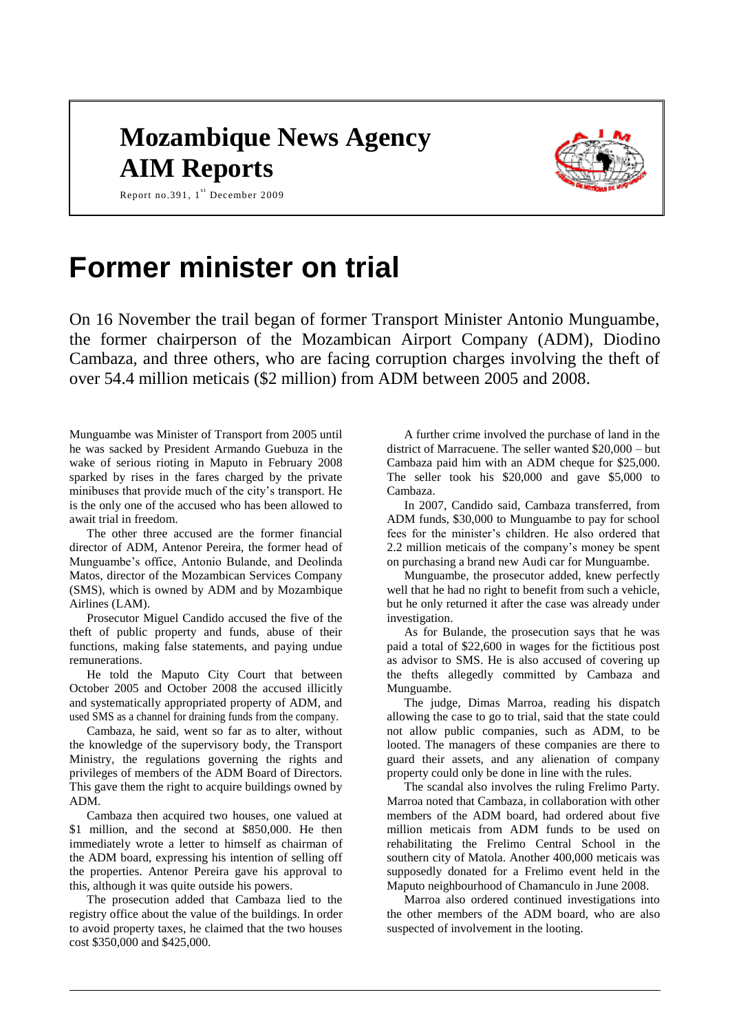# Mozambique News Agency AIM Reports

Report no.391, 1st December 2009

# Former minister on trial

On 16 November the trail began of former Transport Minister Antonio Munguambe, the former chairperson of the Mozambican Airport Company (ADM), Diodino Cambaza, and three others, who are facing corruption charges involving the theft of over 54.4 million meticais ($2 million) from ADM between 2005 and 2008.

Munguambe was Minister of Transport from 2005 until he was sacked by President Armando Guebuza in the wake of serious rioting in Maputo in February 2008 sparked by rises in the fares charged by the private minibuses that provide much of the city's transport. He is the only one of the accused who has been allowed to await trial in freedom.

The other three accused are the former financial director of ADM, Antenor Pereira, the former head of Munguambe's office, Antonio Bulande, and Deolinda Matos, director of the Mozambican Services Company (SMS), which is owned by ADM and by Mozambique Airlines (LAM).

Prosecutor Miguel Candido accused the five of the theft of public property and funds, abuse of their functions, making false statements, and paying undue remunerations.

He told the Maputo City Court that between October 2005 and October 2008 the accused illicitly and systematically appropriated property of ADM, and used SMS as a channel for draining funds from the company.

Cambaza, he said, went so far as to alter, without the knowledge of the supervisory body, the Transport Ministry, the regulations governing the rights and privileges of members of the ADM Board of Directors. This gave them the right to acquire buildings owned by ADM.

Cambaza then acquired two houses, one valued at $1 million, and the second at $850,000. He then immediately wrote a letter to himself as chairman of the ADM board, expressing his intention of selling off the properties. Antenor Pereira gave his approval to this, although it was quite outside his powers.

The prosecution added that Cambaza lied to the registry office about the value of the buildings. In order to avoid property taxes, he claimed that the two houses cost $350,000 and $425,000.

A further crime involved the purchase of land in the district of Marracuene. The seller wanted $20,000 – but Cambaza paid him with an ADM cheque for $25,000. The seller took his $20,000 and gave $5,000 to Cambaza.

In 2007, Candido said, Cambaza transferred, from ADM funds, $30,000 to Munguambe to pay for school fees for the minister's children. He also ordered that 2.2 million meticais of the company's money be spent on purchasing a brand new Audi car for Munguambe.

Munguambe, the prosecutor added, knew perfectly well that he had no right to benefit from such a vehicle, but he only returned it after the case was already under investigation.

As for Bulande, the prosecution says that he was paid a total of $22,600 in wages for the fictitious post as advisor to SMS. He is also accused of covering up the thefts allegedly committed by Cambaza and Munguambe.

The judge, Dimas Marroa, reading his dispatch allowing the case to go to trial, said that the state could not allow public companies, such as ADM, to be looted. The managers of these companies are there to guard their assets, and any alienation of company property could only be done in line with the rules.

The scandal also involves the ruling Frelimo Party. Marroa noted that Cambaza, in collaboration with other members of the ADM board, had ordered about five million meticais from ADM funds to be used on rehabilitating the Frelimo Central School in the southern city of Matola. Another 400,000 meticais was supposedly donated for a Frelimo event held in the Maputo neighbourhood of Chamanculo in June 2008.

Marroa also ordered continued investigations into the other members of the ADM board, who are also suspected of involvement in the looting.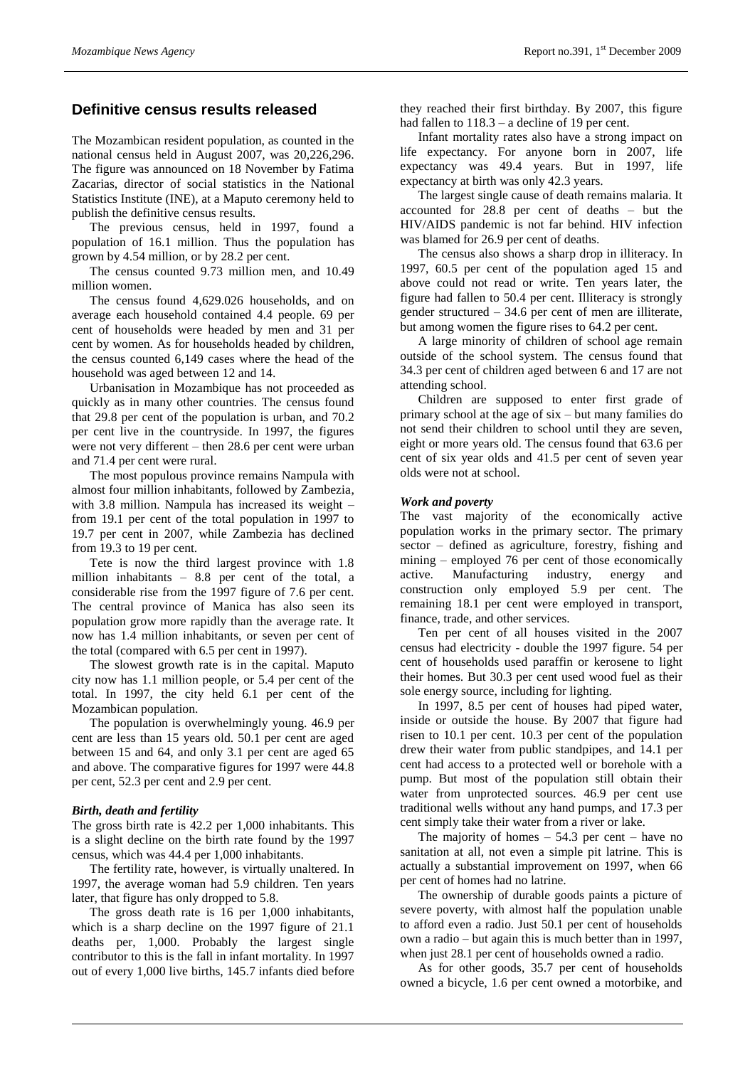## Definitive census results released

The Mozambican resident population, as counted in the national census held in August 2007, was 20,226,296. The figure was announced on 18 November by Fatima Zacarias, director of social statistics in the National Statistics Institute (INE), at a Maputo ceremony held to publish the definitive census results.

The previous census, held in 1997, found a population of 16.1 million. Thus the population has grown by 4.54 million, or by 28.2 per cent.

The census counted 9.73 million men, and 10.49 million women.

The census found 4,629.026 households, and on average each household contained 4.4 people. 69 per cent of households were headed by men and 31 per cent by women. As for households headed by children, the census counted 6,149 cases where the head of the household was aged between 12 and 14.

Urbanisation in Mozambique has not proceeded as quickly as in many other countries. The census found that 29.8 per cent of the population is urban, and 70.2 per cent live in the countryside. In 1997, the figures were not very different – then 28.6 per cent were urban and 71.4 per cent were rural.

The most populous province remains Nampula with almost four million inhabitants, followed by Zambezia, with 3.8 million. Nampula has increased its weight – from 19.1 per cent of the total population in 1997 to 19.7 per cent in 2007, while Zambezia has declined from 19.3 to 19 per cent.

Tete is now the third largest province with 1.8 million inhabitants – 8.8 per cent of the total, a considerable rise from the 1997 figure of 7.6 per cent. The central province of Manica has also seen its population grow more rapidly than the average rate. It now has 1.4 million inhabitants, or seven per cent of the total (compared with 6.5 per cent in 1997).

The slowest growth rate is in the capital. Maputo city now has 1.1 million people, or 5.4 per cent of the total. In 1997, the city held 6.1 per cent of the Mozambican population.

The population is overwhelmingly young. 46.9 per cent are less than 15 years old. 50.1 per cent are aged between 15 and 64, and only 3.1 per cent are aged 65 and above. The comparative figures for 1997 were 44.8 per cent, 52.3 per cent and 2.9 per cent.

### *Birth, death and fertility*

The gross birth rate is 42.2 per 1,000 inhabitants. This is a slight decline on the birth rate found by the 1997 census, which was 44.4 per 1,000 inhabitants.

The fertility rate, however, is virtually unaltered. In 1997, the average woman had 5.9 children. Ten years later, that figure has only dropped to 5.8.

The gross death rate is 16 per 1,000 inhabitants, which is a sharp decline on the 1997 figure of 21.1 deaths per, 1,000. Probably the largest single contributor to this is the fall in infant mortality. In 1997 out of every 1,000 live births, 145.7 infants died before they reached their first birthday. By 2007, this figure had fallen to 118.3 – a decline of 19 per cent.

Infant mortality rates also have a strong impact on life expectancy. For anyone born in 2007, life expectancy was 49.4 years. But in 1997, life expectancy at birth was only 42.3 years.

The largest single cause of death remains malaria. It accounted for 28.8 per cent of deaths – but the HIV/AIDS pandemic is not far behind. HIV infection was blamed for 26.9 per cent of deaths.

The census also shows a sharp drop in illiteracy. In 1997, 60.5 per cent of the population aged 15 and above could not read or write. Ten years later, the figure had fallen to 50.4 per cent. Illiteracy is strongly gender structured – 34.6 per cent of men are illiterate, but among women the figure rises to 64.2 per cent.

A large minority of children of school age remain outside of the school system. The census found that 34.3 per cent of children aged between 6 and 17 are not attending school.

Children are supposed to enter first grade of primary school at the age of six – but many families do not send their children to school until they are seven, eight or more years old. The census found that 63.6 per cent of six year olds and 41.5 per cent of seven year olds were not at school.

### *Work and poverty*

The vast majority of the economically active population works in the primary sector. The primary sector – defined as agriculture, forestry, fishing and mining – employed 76 per cent of those economically active. Manufacturing industry, energy and construction only employed 5.9 per cent. The remaining 18.1 per cent were employed in transport, finance, trade, and other services.

Ten per cent of all houses visited in the 2007 census had electricity - double the 1997 figure. 54 per cent of households used paraffin or kerosene to light their homes. But 30.3 per cent used wood fuel as their sole energy source, including for lighting.

In 1997, 8.5 per cent of houses had piped water, inside or outside the house. By 2007 that figure had risen to 10.1 per cent. 10.3 per cent of the population drew their water from public standpipes, and 14.1 per cent had access to a protected well or borehole with a pump. But most of the population still obtain their water from unprotected sources. 46.9 per cent use traditional wells without any hand pumps, and 17.3 per cent simply take their water from a river or lake.

The majority of homes – 54.3 per cent – have no sanitation at all, not even a simple pit latrine. This is actually a substantial improvement on 1997, when 66 per cent of homes had no latrine.

The ownership of durable goods paints a picture of severe poverty, with almost half the population unable to afford even a radio. Just 50.1 per cent of households own a radio – but again this is much better than in 1997, when just 28.1 per cent of households owned a radio.

As for other goods, 35.7 per cent of households owned a bicycle, 1.6 per cent owned a motorbike, and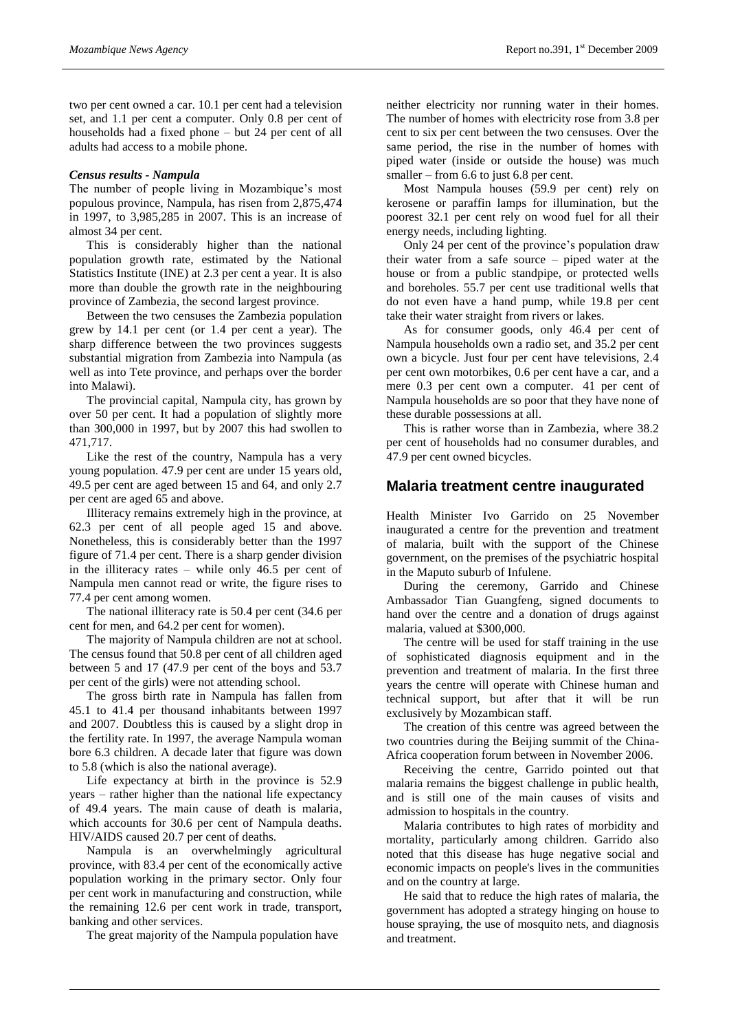two per cent owned a car. 10.1 per cent had a television set, and 1.1 per cent a computer. Only 0.8 per cent of households had a fixed phone – but 24 per cent of all adults had access to a mobile phone.

### *Census results - Nampula*

The number of people living in Mozambique's most populous province, Nampula, has risen from 2,875,474 in 1997, to 3,985,285 in 2007. This is an increase of almost 34 per cent.

This is considerably higher than the national population growth rate, estimated by the National Statistics Institute (INE) at 2.3 per cent a year. It is also more than double the growth rate in the neighbouring province of Zambezia, the second largest province.

Between the two censuses the Zambezia population grew by 14.1 per cent (or 1.4 per cent a year). The sharp difference between the two provinces suggests substantial migration from Zambezia into Nampula (as well as into Tete province, and perhaps over the border into Malawi).

The provincial capital, Nampula city, has grown by over 50 per cent. It had a population of slightly more than 300,000 in 1997, but by 2007 this had swollen to 471,717.

Like the rest of the country, Nampula has a very young population. 47.9 per cent are under 15 years old, 49.5 per cent are aged between 15 and 64, and only 2.7 per cent are aged 65 and above.

Illiteracy remains extremely high in the province, at 62.3 per cent of all people aged 15 and above. Nonetheless, this is considerably better than the 1997 figure of 71.4 per cent. There is a sharp gender division in the illiteracy rates – while only 46.5 per cent of Nampula men cannot read or write, the figure rises to 77.4 per cent among women.

The national illiteracy rate is 50.4 per cent (34.6 per cent for men, and 64.2 per cent for women).

The majority of Nampula children are not at school. The census found that 50.8 per cent of all children aged between 5 and 17 (47.9 per cent of the boys and 53.7 per cent of the girls) were not attending school.

The gross birth rate in Nampula has fallen from 45.1 to 41.4 per thousand inhabitants between 1997 and 2007. Doubtless this is caused by a slight drop in the fertility rate. In 1997, the average Nampula woman bore 6.3 children. A decade later that figure was down to 5.8 (which is also the national average).

Life expectancy at birth in the province is 52.9 years – rather higher than the national life expectancy of 49.4 years. The main cause of death is malaria, which accounts for 30.6 per cent of Nampula deaths. HIV/AIDS caused 20.7 per cent of deaths.

Nampula is an overwhelmingly agricultural province, with 83.4 per cent of the economically active population working in the primary sector. Only four per cent work in manufacturing and construction, while the remaining 12.6 per cent work in trade, transport, banking and other services.

The great majority of the Nampula population have neither electricity nor running water in their homes. The number of homes with electricity rose from 3.8 per cent to six per cent between the two censuses. Over the same period, the rise in the number of homes with piped water (inside or outside the house) was much smaller – from 6.6 to just 6.8 per cent.

Most Nampula houses (59.9 per cent) rely on kerosene or paraffin lamps for illumination, but the poorest 32.1 per cent rely on wood fuel for all their energy needs, including lighting.

Only 24 per cent of the province's population draw their water from a safe source – piped water at the house or from a public standpipe, or protected wells and boreholes. 55.7 per cent use traditional wells that do not even have a hand pump, while 19.8 per cent take their water straight from rivers or lakes.

As for consumer goods, only 46.4 per cent of Nampula households own a radio set, and 35.2 per cent own a bicycle. Just four per cent have televisions, 2.4 per cent own motorbikes, 0.6 per cent have a car, and a mere 0.3 per cent own a computer. 41 per cent of Nampula households are so poor that they have none of these durable possessions at all.

This is rather worse than in Zambezia, where 38.2 per cent of households had no consumer durables, and 47.9 per cent owned bicycles.

## Malaria treatment centre inaugurated

Health Minister Ivo Garrido on 25 November inaugurated a centre for the prevention and treatment of malaria, built with the support of the Chinese government, on the premises of the psychiatric hospital in the Maputo suburb of Infulene.

During the ceremony, Garrido and Chinese Ambassador Tian Guangfeng, signed documents to hand over the centre and a donation of drugs against malaria, valued at $300,000.

The centre will be used for staff training in the use of sophisticated diagnosis equipment and in the prevention and treatment of malaria. In the first three years the centre will operate with Chinese human and technical support, but after that it will be run exclusively by Mozambican staff.

The creation of this centre was agreed between the two countries during the Beijing summit of the China-Africa cooperation forum between in November 2006.

Receiving the centre, Garrido pointed out that malaria remains the biggest challenge in public health, and is still one of the main causes of visits and admission to hospitals in the country.

Malaria contributes to high rates of morbidity and mortality, particularly among children. Garrido also noted that this disease has huge negative social and economic impacts on people's lives in the communities and on the country at large.

He said that to reduce the high rates of malaria, the government has adopted a strategy hinging on house to house spraying, the use of mosquito nets, and diagnosis and treatment.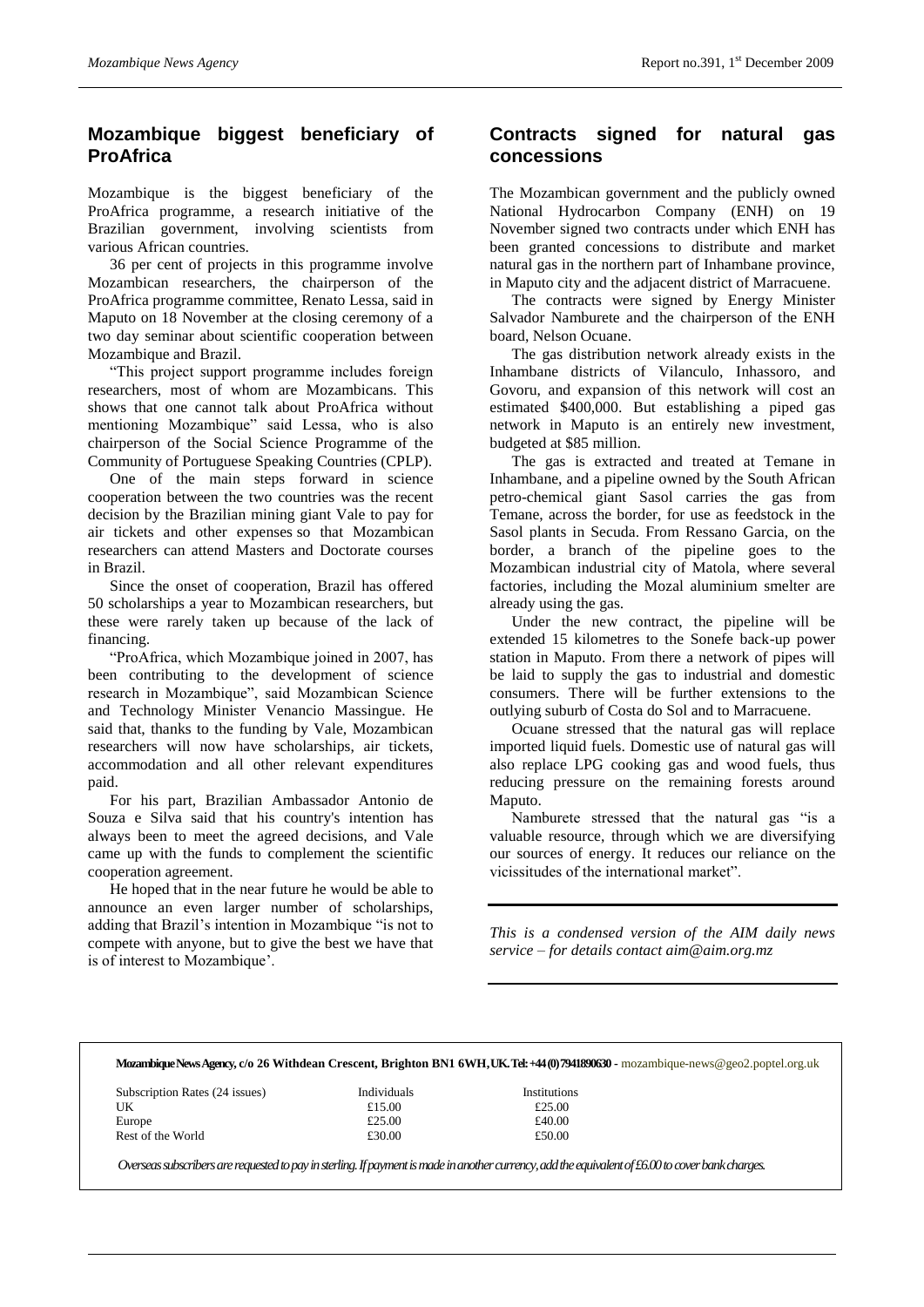## Mozambique biggest beneficiary of ProAfrica

Mozambique is the biggest beneficiary of the ProAfrica programme, a research initiative of the Brazilian government, involving scientists from various African countries.

36 per cent of projects in this programme involve Mozambican researchers, the chairperson of the ProAfrica programme committee, Renato Lessa, said in Maputo on 18 November at the closing ceremony of a two day seminar about scientific cooperation between Mozambique and Brazil.

"This project support programme includes foreign researchers, most of whom are Mozambicans. This shows that one cannot talk about ProAfrica without mentioning Mozambique" said Lessa, who is also chairperson of the Social Science Programme of the Community of Portuguese Speaking Countries (CPLP).

One of the main steps forward in science cooperation between the two countries was the recent decision by the Brazilian mining giant Vale to pay for air tickets and other expenses so that Mozambican researchers can attend Masters and Doctorate courses in Brazil.

Since the onset of cooperation, Brazil has offered 50 scholarships a year to Mozambican researchers, but these were rarely taken up because of the lack of financing.

"ProAfrica, which Mozambique joined in 2007, has been contributing to the development of science research in Mozambique", said Mozambican Science and Technology Minister Venancio Massingue. He said that, thanks to the funding by Vale, Mozambican researchers will now have scholarships, air tickets, accommodation and all other relevant expenditures paid.

For his part, Brazilian Ambassador Antonio de Souza e Silva said that his country's intention has always been to meet the agreed decisions, and Vale came up with the funds to complement the scientific cooperation agreement.

He hoped that in the near future he would be able to announce an even larger number of scholarships, adding that Brazil's intention in Mozambique "is not to compete with anyone, but to give the best we have that is of interest to Mozambique'.

## Contracts signed for natural gas concessions

The Mozambican government and the publicly owned National Hydrocarbon Company (ENH) on 19 November signed two contracts under which ENH has been granted concessions to distribute and market natural gas in the northern part of Inhambane province, in Maputo city and the adjacent district of Marracuene.

The contracts were signed by Energy Minister Salvador Namburete and the chairperson of the ENH board, Nelson Ocuane.

The gas distribution network already exists in the Inhambane districts of Vilanculo, Inhassoro, and Govoru, and expansion of this network will cost an estimated $400,000. But establishing a piped gas network in Maputo is an entirely new investment, budgeted at $85 million.

The gas is extracted and treated at Temane in Inhambane, and a pipeline owned by the South African petro-chemical giant Sasol carries the gas from Temane, across the border, for use as feedstock in the Sasol plants in Secuda. From Ressano Garcia, on the border, a branch of the pipeline goes to the Mozambican industrial city of Matola, where several factories, including the Mozal aluminium smelter are already using the gas.

Under the new contract, the pipeline will be extended 15 kilometres to the Sonefe back-up power station in Maputo. From there a network of pipes will be laid to supply the gas to industrial and domestic consumers. There will be further extensions to the outlying suburb of Costa do Sol and to Marracuene.

Ocuane stressed that the natural gas will replace imported liquid fuels. Domestic use of natural gas will also replace LPG cooking gas and wood fuels, thus reducing pressure on the remaining forests around Maputo.

Namburete stressed that the natural gas "is a valuable resource, through which we are diversifying our sources of energy. It reduces our reliance on the vicissitudes of the international market".

---

*This is a condensed version of the AIM daily news service – for details contact aim@aim.org.mz*

---

**Mozambique News Agency, c/o 26 Withdean Crescent, Brighton BN1 6WH, UK. Tel: +44 (0) 7941890630 -** mozambique-news@geo2.poptel.org.uk

| Subscription Rates (24 issues) | Individuals | Institutions |
|---|---|---|
| UK | £15.00 | £25.00 |
| Europe | £25.00 | £40.00 |
| Rest of the World | £30.00 | £50.00 |

*Overseas subscribers are requested to pay in sterling. If payment is made in another currency, add the equivalent of £6.00 to cover bank charges.*